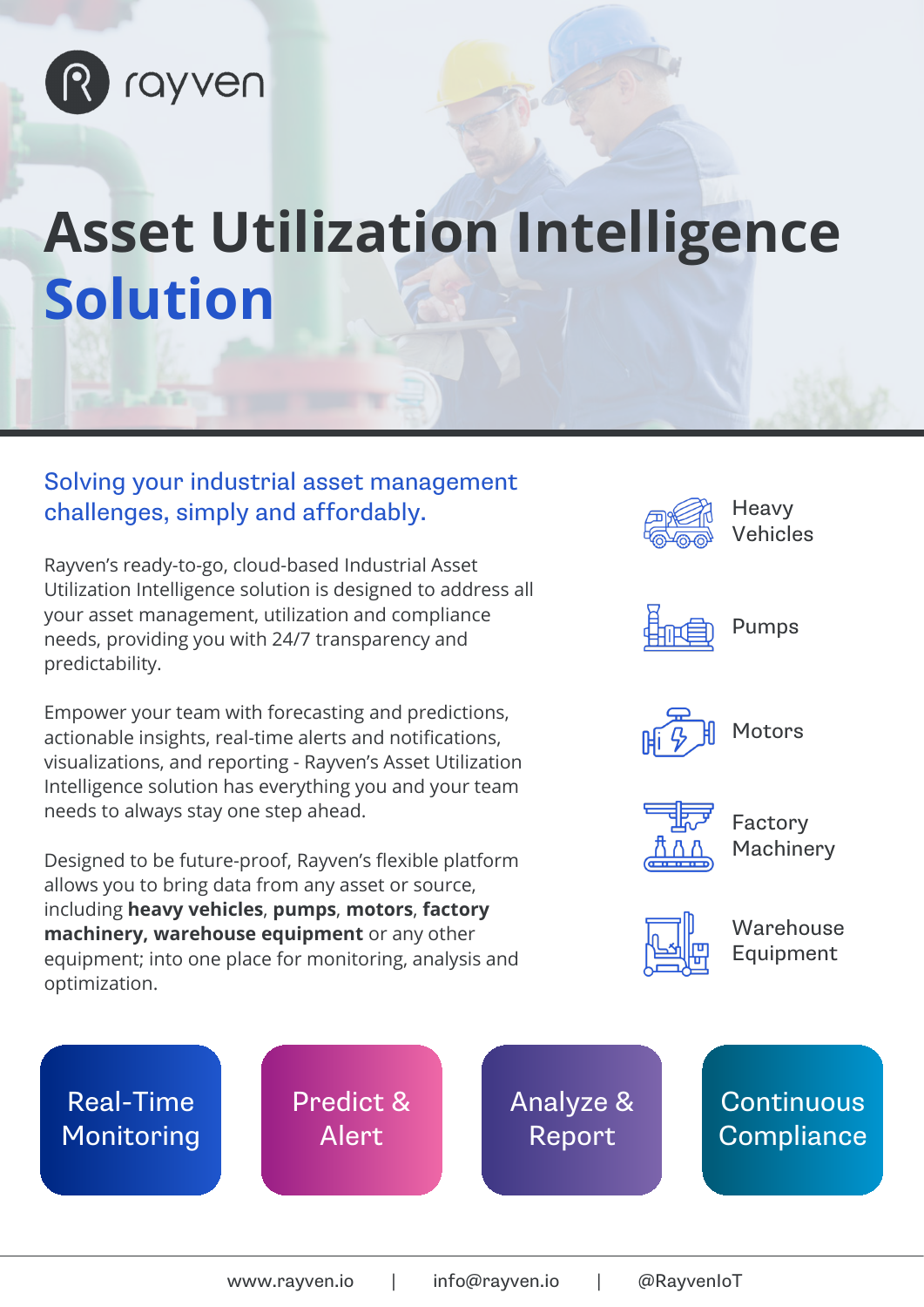rayven

# Asset Utilization Intelligence Solution

## Solving your industrial asset management challenges, simply and affordably.

Rayven's ready-to-go, cloud-based Industrial Asset Utilization Intelligence solution is designed to address all your asset management, utilization and compliance needs, providing you with 24/7 transparency and predictability.

Empower your team with forecasting and predictions, actionable insights, real-time alerts and notifications, visualizations, and reporting - Rayven's Asset Utilization Intelligence solution has everything you and your team needs to always stay one step ahead.

Designed to be future-proof, Rayven's flexible platform allows you to bring data from any asset or source, including **heavy vehicles**, **pumps**, **motors**, **factory machinery, warehouse equipment** or any other equipment; into one place for monitoring, analysis and optimization.

- Heavy Vehicles
- Pumps
- Motors
- Factory Machinery
- Warehouse Equipment

**Real-Time Monitoring** | **Predict & Alert** | **Analyze & Report** | **Continuous Compliance**

www.rayven.io | info@rayven.io | @RayvenIoT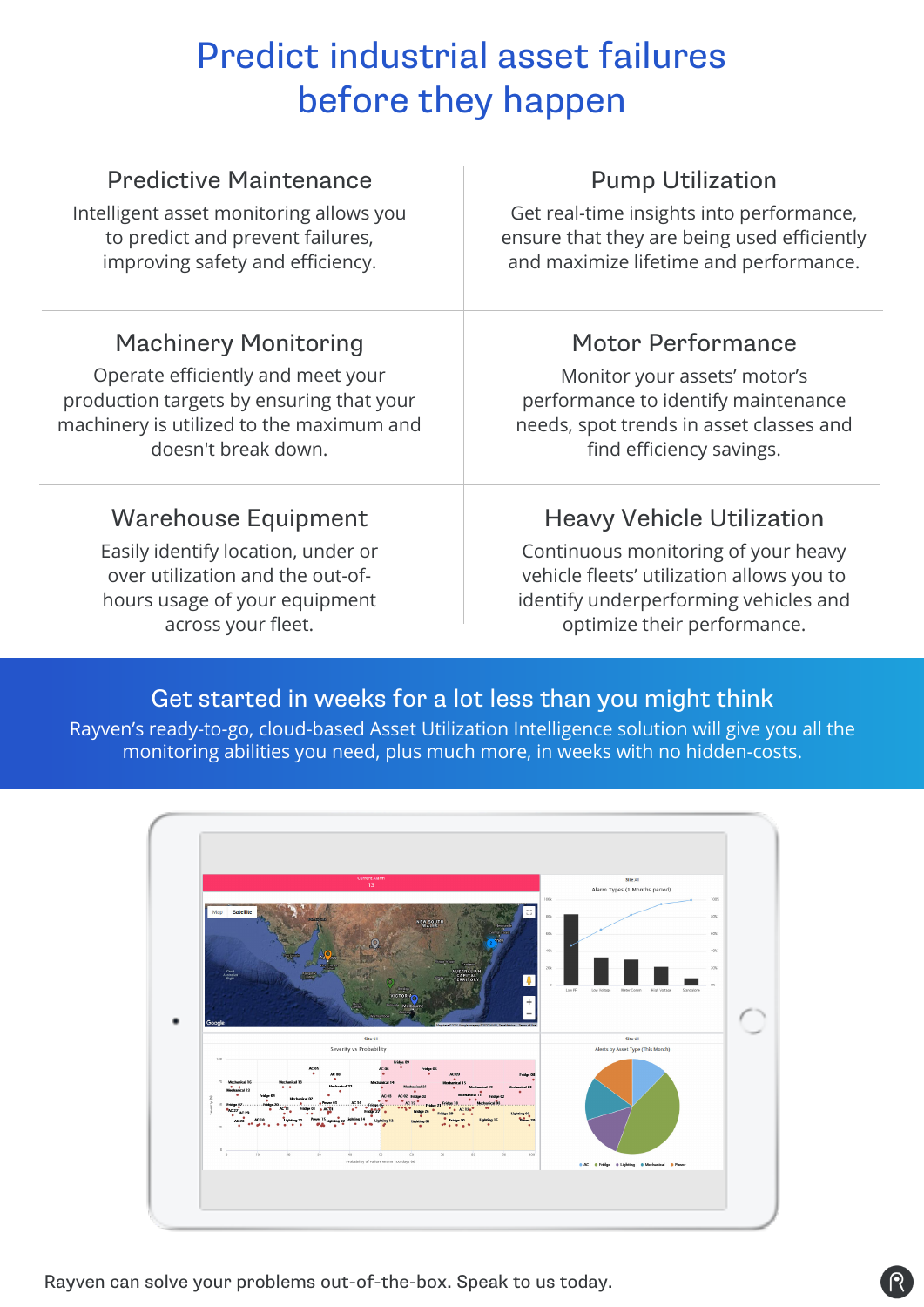# Predict industrial asset failures before they happen

### Predictive Maintenance

Intelligent asset monitoring allows you to predict and prevent failures, improving safety and efficiency.

### Pump Utilization

Get real-time insights into performance, ensure that they are being used efficiently and maximize lifetime and performance.

### Machinery Monitoring

Operate efficiently and meet your production targets by ensuring that your machinery is utilized to the maximum and doesn't break down.

### Motor Performance

Monitor your assets' motor's performance to identify maintenance needs, spot trends in asset classes and find efficiency savings.

### Warehouse Equipment

Easily identify location, under or over utilization and the out-of-hours usage of your equipment across your fleet.

### Heavy Vehicle Utilization

Continuous monitoring of your heavy vehicle fleets' utilization allows you to identify underperforming vehicles and optimize their performance.

## Get started in weeks for a lot less than you might think

Rayven's ready-to-go, cloud-based Asset Utilization Intelligence solution will give you all the monitoring abilities you need, plus much more, in weeks with no hidden-costs.

Rayven can solve your problems out-of-the-box. Speak to us today.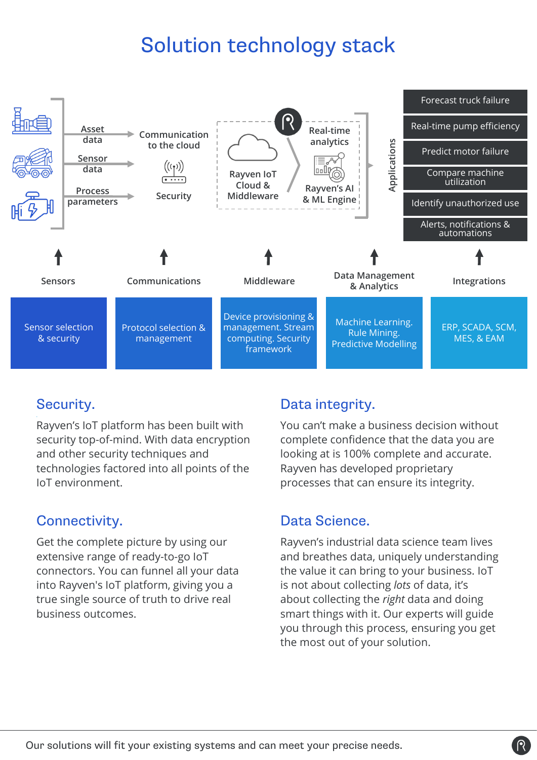# Solution technology stack

Asset data

Sensor data

Process parameters

Communication to the cloud

Security

Rayven IoT Cloud & Middleware

Real-time analytics

Rayven's AI & ML Engine

Applications

Forecast truck failure

Real-time pump efficiency

Predict motor failure

Compare machine utilization

Identify unauthorized use

Alerts, notifications & automations

| Sensors | Communications | Middleware | Data Management & Analytics | Integrations |
|---|---|---|---|---|
| Sensor selection & security | Protocol selection & management | Device provisioning & management. Stream computing. Security framework | Machine Learning. Rule Mining. Predictive Modelling | ERP, SCADA, SCM, MES, & EAM |

## Security.

Rayven's IoT platform has been built with security top-of-mind. With data encryption and other security techniques and technologies factored into all points of the IoT environment.

## Connectivity.

Get the complete picture by using our extensive range of ready-to-go IoT connectors. You can funnel all your data into Rayven's IoT platform, giving you a true single source of truth to drive real business outcomes.

## Data integrity.

You can't make a business decision without complete confidence that the data you are looking at is 100% complete and accurate. Rayven has developed proprietary processes that can ensure its integrity.

## Data Science.

Rayven's industrial data science team lives and breathes data, uniquely understanding the value it can bring to your business. IoT is not about collecting *lots* of data, it's about collecting the *right* data and doing smart things with it. Our experts will guide you through this process, ensuring you get the most out of your solution.

Our solutions will fit your existing systems and can meet your precise needs.